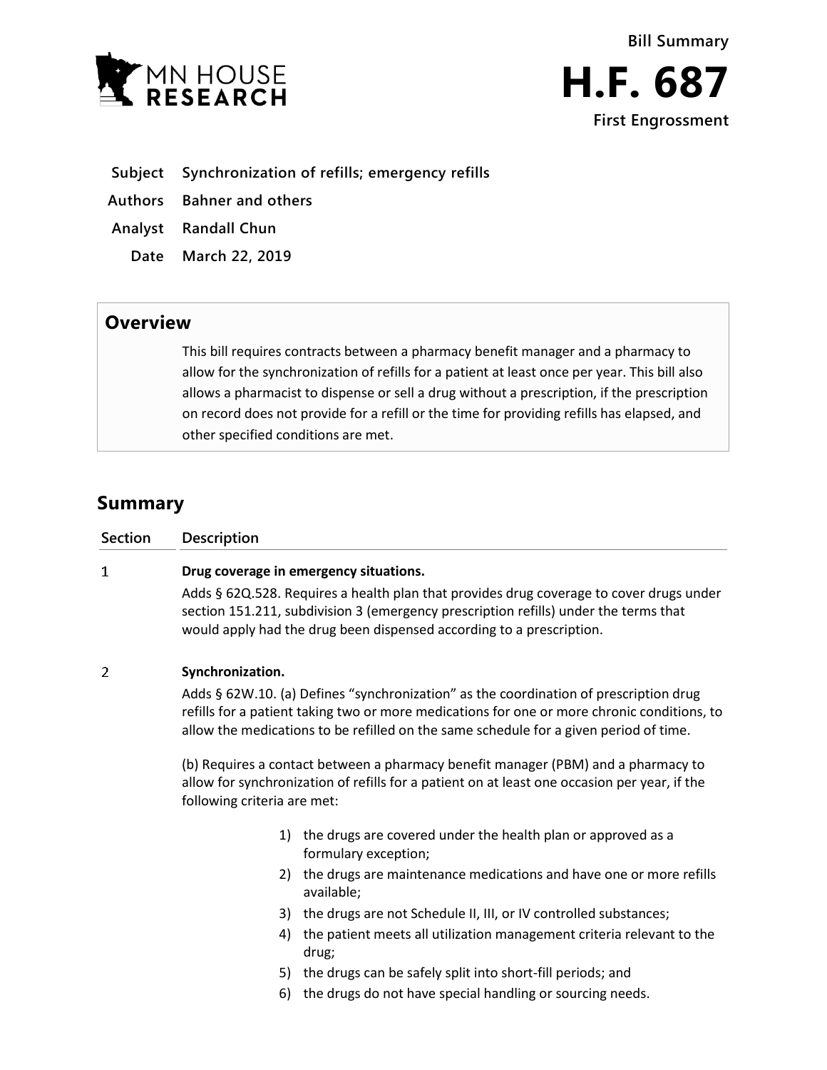Bill Summary

# H.F. 687

**First Engrossment**

**Subject** Synchronization of refills; emergency refills

**Authors** Bahner and others

**Analyst** Randall Chun

**Date** March 22, 2019

## Overview

This bill requires contracts between a pharmacy benefit manager and a pharmacy to allow for the synchronization of refills for a patient at least once per year. This bill also allows a pharmacist to dispense or sell a drug without a prescription, if the prescription on record does not provide for a refill or the time for providing refills has elapsed, and other specified conditions are met.

## Summary

| Section | Description |
|---|---|
| 1 | **Drug coverage in emergency situations.**<br>Adds § 62Q.528. Requires a health plan that provides drug coverage to cover drugs under section 151.211, subdivision 3 (emergency prescription refills) under the terms that would apply had the drug been dispensed according to a prescription. |
| 2 | **Synchronization.**<br>Adds § 62W.10. (a) Defines "synchronization" as the coordination of prescription drug refills for a patient taking two or more medications for one or more chronic conditions, to allow the medications to be refilled on the same schedule for a given period of time.<br><br>(b) Requires a contact between a pharmacy benefit manager (PBM) and a pharmacy to allow for synchronization of refills for a patient on at least one occasion per year, if the following criteria are met:<br><br>1) the drugs are covered under the health plan or approved as a formulary exception;<br>2) the drugs are maintenance medications and have one or more refills available;<br>3) the drugs are not Schedule II, III, or IV controlled substances;<br>4) the patient meets all utilization management criteria relevant to the drug;<br>5) the drugs can be safely split into short-fill periods; and<br>6) the drugs do not have special handling or sourcing needs. |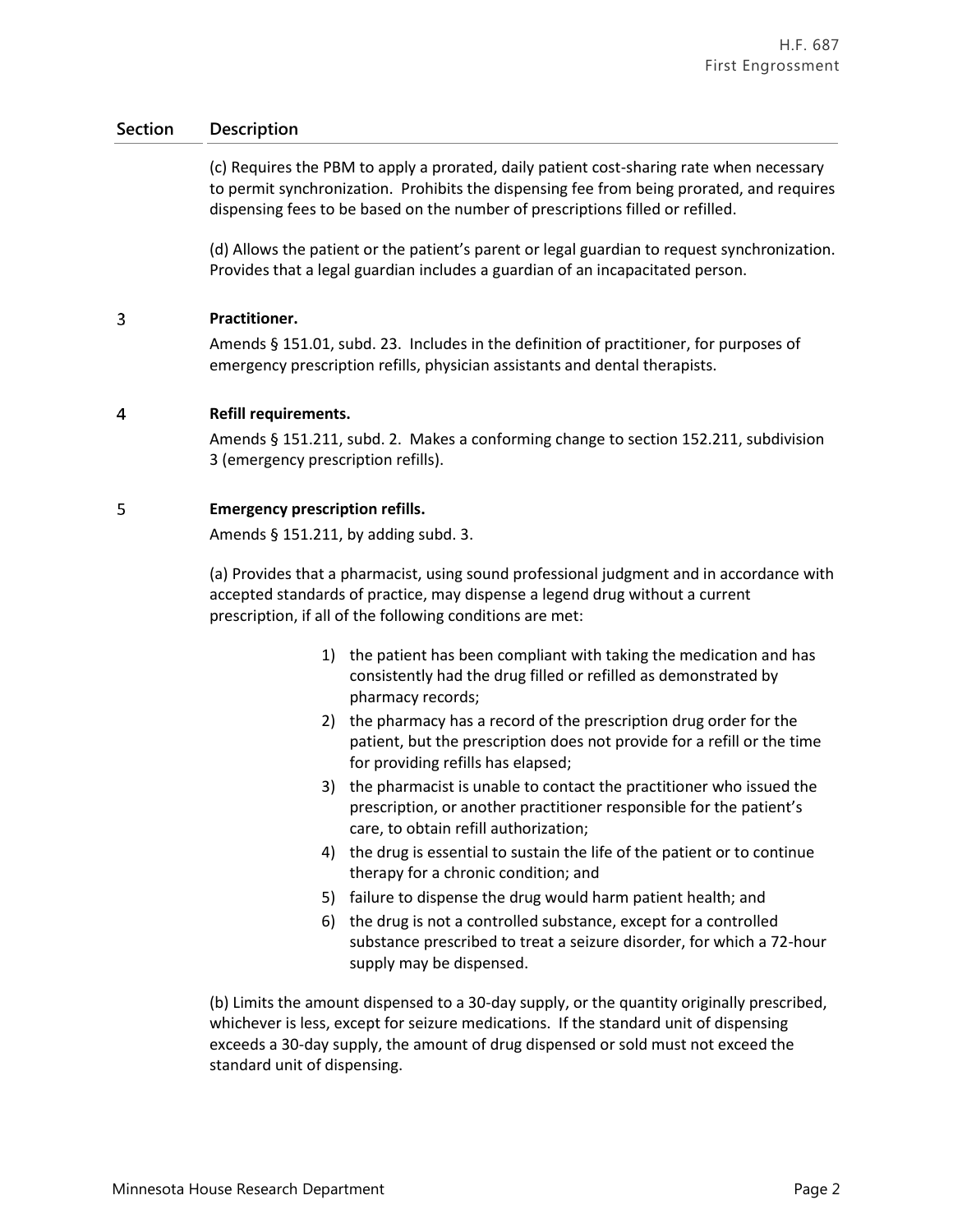| Section | Description |
|---|---|
| | (c) Requires the PBM to apply a prorated, daily patient cost-sharing rate when necessary to permit synchronization. Prohibits the dispensing fee from being prorated, and requires dispensing fees to be based on the number of prescriptions filled or refilled. |
| | (d) Allows the patient or the patient's parent or legal guardian to request synchronization. Provides that a legal guardian includes a guardian of an incapacitated person. |
| 3 | **Practitioner.**<br>Amends § 151.01, subd. 23. Includes in the definition of practitioner, for purposes of emergency prescription refills, physician assistants and dental therapists. |
| 4 | **Refill requirements.**<br>Amends § 151.211, subd. 2. Makes a conforming change to section 152.211, subdivision 3 (emergency prescription refills). |
| 5 | **Emergency prescription refills.**<br>Amends § 151.211, by adding subd. 3.<br><br>(a) Provides that a pharmacist, using sound professional judgment and in accordance with accepted standards of practice, may dispense a legend drug without a current prescription, if all of the following conditions are met:<br><br>1) the patient has been compliant with taking the medication and has consistently had the drug filled or refilled as demonstrated by pharmacy records;<br>2) the pharmacy has a record of the prescription drug order for the patient, but the prescription does not provide for a refill or the time for providing refills has elapsed;<br>3) the pharmacist is unable to contact the practitioner who issued the prescription, or another practitioner responsible for the patient's care, to obtain refill authorization;<br>4) the drug is essential to sustain the life of the patient or to continue therapy for a chronic condition; and<br>5) failure to dispense the drug would harm patient health; and<br>6) the drug is not a controlled substance, except for a controlled substance prescribed to treat a seizure disorder, for which a 72-hour supply may be dispensed.<br><br>(b) Limits the amount dispensed to a 30-day supply, or the quantity originally prescribed, whichever is less, except for seizure medications. If the standard unit of dispensing exceeds a 30-day supply, the amount of drug dispensed or sold must not exceed the standard unit of dispensing. |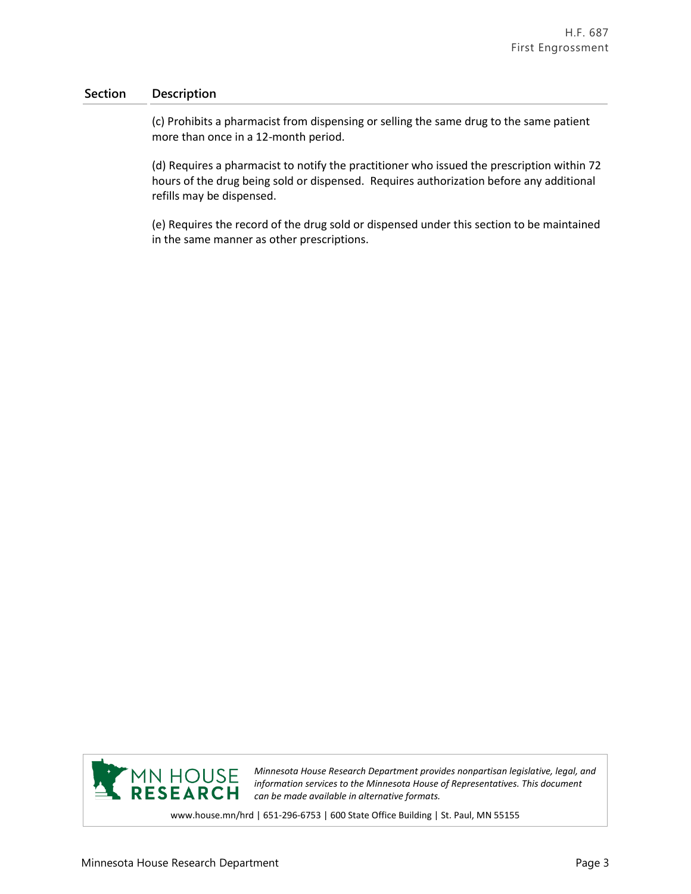| Section | Description |
|---|---|
| | (c) Prohibits a pharmacist from dispensing or selling the same drug to the same patient more than once in a 12-month period. |
| | (d) Requires a pharmacist to notify the practitioner who issued the prescription within 72 hours of the drug being sold or dispensed. Requires authorization before any additional refills may be dispensed. |
| | (e) Requires the record of the drug sold or dispensed under this section to be maintained in the same manner as other prescriptions. |

MN HOUSE RESEARCH

*Minnesota House Research Department provides nonpartisan legislative, legal, and information services to the Minnesota House of Representatives. This document can be made available in alternative formats.*

www.house.mn/hrd | 651-296-6753 | 600 State Office Building | St. Paul, MN 55155